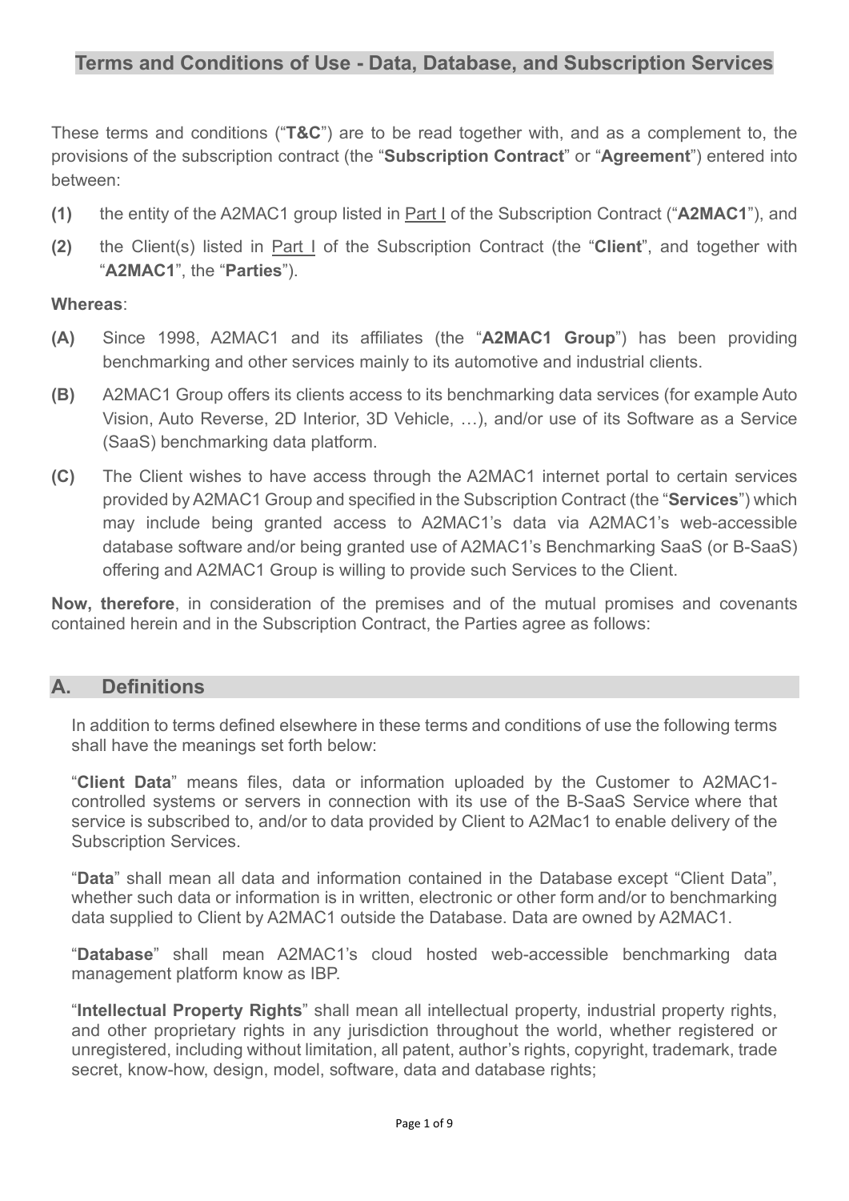# Terms and Conditions of Use - Data, Database, and Subscription Services

These terms and conditions ("**T&C**") are to be read together with, and as a complement to, the provisions of the subscription contract (the "**Subscription Contract**" or "**Agreement**") entered into between:

**(1)** the entity of the A2MAC1 group listed in Part I of the Subscription Contract ("**A2MAC1**"), and

**(2)** the Client(s) listed in Part I of the Subscription Contract (the "**Client**", and together with "**A2MAC1**", the "**Parties**").

**Whereas**:

**(A)** Since 1998, A2MAC1 and its affiliates (the "**A2MAC1 Group**") has been providing benchmarking and other services mainly to its automotive and industrial clients.

**(B)** A2MAC1 Group offers its clients access to its benchmarking data services (for example Auto Vision, Auto Reverse, 2D Interior, 3D Vehicle, …), and/or use of its Software as a Service (SaaS) benchmarking data platform.

**(C)** The Client wishes to have access through the A2MAC1 internet portal to certain services provided by A2MAC1 Group and specified in the Subscription Contract (the "**Services**") which may include being granted access to A2MAC1's data via A2MAC1's web-accessible database software and/or being granted use of A2MAC1's Benchmarking SaaS (or B-SaaS) offering and A2MAC1 Group is willing to provide such Services to the Client.

**Now, therefore**, in consideration of the premises and of the mutual promises and covenants contained herein and in the Subscription Contract, the Parties agree as follows:

## A. Definitions

In addition to terms defined elsewhere in these terms and conditions of use the following terms shall have the meanings set forth below:

"**Client Data**" means files, data or information uploaded by the Customer to A2MAC1-controlled systems or servers in connection with its use of the B-SaaS Service where that service is subscribed to, and/or to data provided by Client to A2Mac1 to enable delivery of the Subscription Services.

"**Data**" shall mean all data and information contained in the Database except "Client Data", whether such data or information is in written, electronic or other form and/or to benchmarking data supplied to Client by A2MAC1 outside the Database. Data are owned by A2MAC1.

"**Database**" shall mean A2MAC1's cloud hosted web-accessible benchmarking data management platform know as IBP.

"**Intellectual Property Rights**" shall mean all intellectual property, industrial property rights, and other proprietary rights in any jurisdiction throughout the world, whether registered or unregistered, including without limitation, all patent, author's rights, copyright, trademark, trade secret, know-how, design, model, software, data and database rights;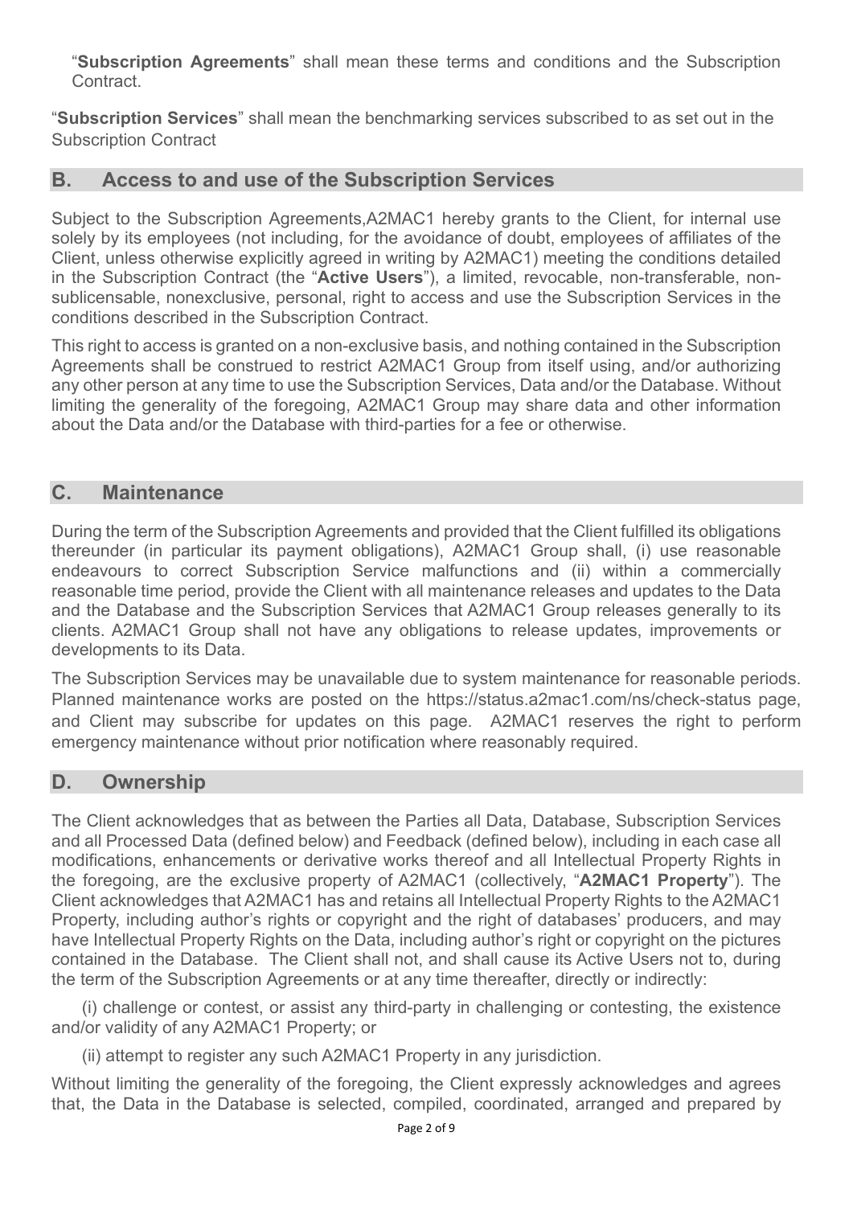"**Subscription Agreements**" shall mean these terms and conditions and the Subscription Contract.

"**Subscription Services**" shall mean the benchmarking services subscribed to as set out in the Subscription Contract

## B. Access to and use of the Subscription Services

Subject to the Subscription Agreements,A2MAC1 hereby grants to the Client, for internal use solely by its employees (not including, for the avoidance of doubt, employees of affiliates of the Client, unless otherwise explicitly agreed in writing by A2MAC1) meeting the conditions detailed in the Subscription Contract (the "**Active Users**"), a limited, revocable, non-transferable, non-sublicensable, nonexclusive, personal, right to access and use the Subscription Services in the conditions described in the Subscription Contract.

This right to access is granted on a non-exclusive basis, and nothing contained in the Subscription Agreements shall be construed to restrict A2MAC1 Group from itself using, and/or authorizing any other person at any time to use the Subscription Services, Data and/or the Database. Without limiting the generality of the foregoing, A2MAC1 Group may share data and other information about the Data and/or the Database with third-parties for a fee or otherwise.

## C. Maintenance

During the term of the Subscription Agreements and provided that the Client fulfilled its obligations thereunder (in particular its payment obligations), A2MAC1 Group shall, (i) use reasonable endeavours to correct Subscription Service malfunctions and (ii) within a commercially reasonable time period, provide the Client with all maintenance releases and updates to the Data and the Database and the Subscription Services that A2MAC1 Group releases generally to its clients. A2MAC1 Group shall not have any obligations to release updates, improvements or developments to its Data.

The Subscription Services may be unavailable due to system maintenance for reasonable periods. Planned maintenance works are posted on the https://status.a2mac1.com/ns/check-status page, and Client may subscribe for updates on this page. A2MAC1 reserves the right to perform emergency maintenance without prior notification where reasonably required.

## D. Ownership

The Client acknowledges that as between the Parties all Data, Database, Subscription Services and all Processed Data (defined below) and Feedback (defined below), including in each case all modifications, enhancements or derivative works thereof and all Intellectual Property Rights in the foregoing, are the exclusive property of A2MAC1 (collectively, "**A2MAC1 Property**"). The Client acknowledges that A2MAC1 has and retains all Intellectual Property Rights to the A2MAC1 Property, including author's rights or copyright and the right of databases' producers, and may have Intellectual Property Rights on the Data, including author's right or copyright on the pictures contained in the Database. The Client shall not, and shall cause its Active Users not to, during the term of the Subscription Agreements or at any time thereafter, directly or indirectly:

(i) challenge or contest, or assist any third-party in challenging or contesting, the existence and/or validity of any A2MAC1 Property; or

(ii) attempt to register any such A2MAC1 Property in any jurisdiction.

Without limiting the generality of the foregoing, the Client expressly acknowledges and agrees that, the Data in the Database is selected, compiled, coordinated, arranged and prepared by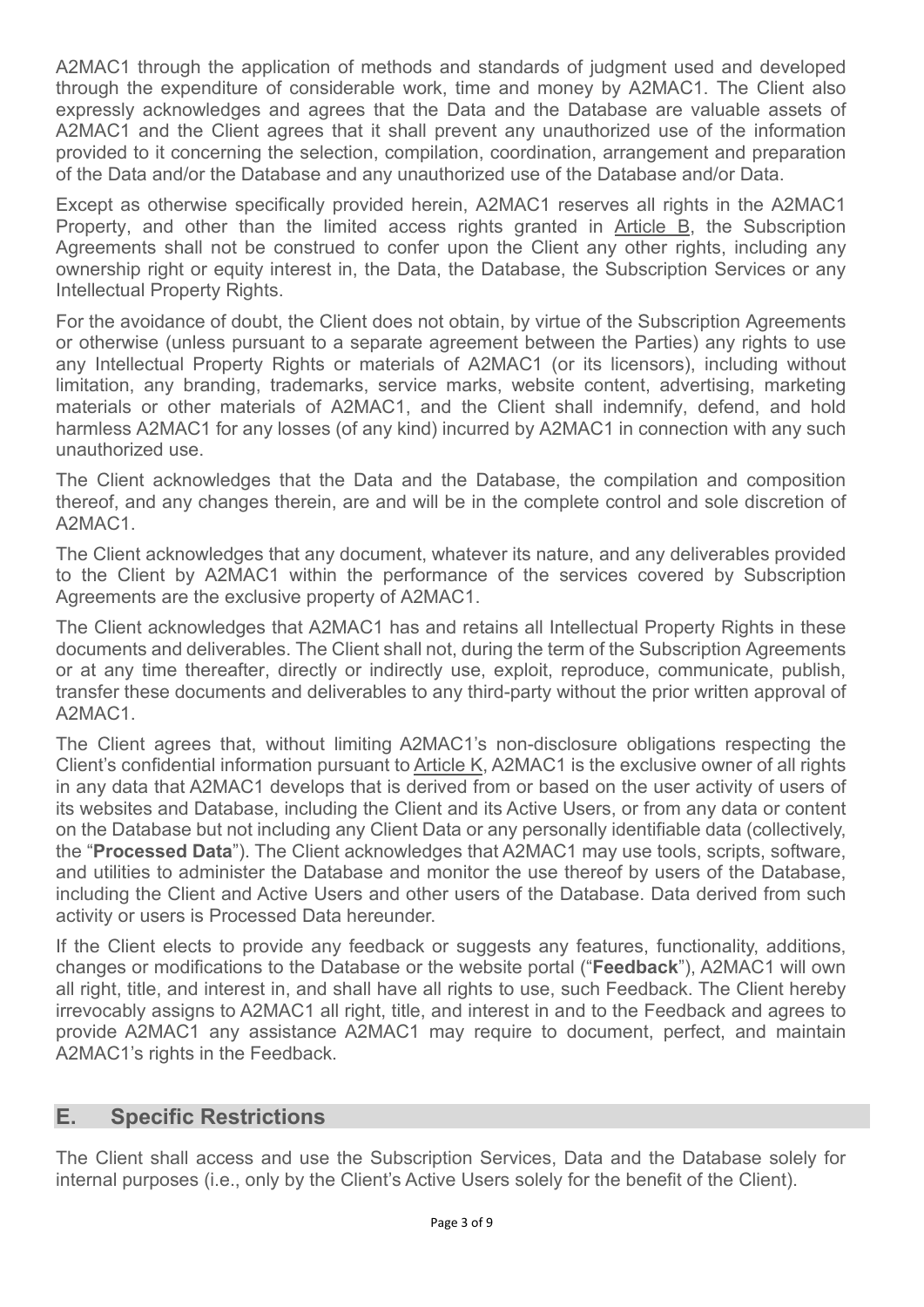A2MAC1 through the application of methods and standards of judgment used and developed through the expenditure of considerable work, time and money by A2MAC1. The Client also expressly acknowledges and agrees that the Data and the Database are valuable assets of A2MAC1 and the Client agrees that it shall prevent any unauthorized use of the information provided to it concerning the selection, compilation, coordination, arrangement and preparation of the Data and/or the Database and any unauthorized use of the Database and/or Data.

Except as otherwise specifically provided herein, A2MAC1 reserves all rights in the A2MAC1 Property, and other than the limited access rights granted in Article B, the Subscription Agreements shall not be construed to confer upon the Client any other rights, including any ownership right or equity interest in, the Data, the Database, the Subscription Services or any Intellectual Property Rights.

For the avoidance of doubt, the Client does not obtain, by virtue of the Subscription Agreements or otherwise (unless pursuant to a separate agreement between the Parties) any rights to use any Intellectual Property Rights or materials of A2MAC1 (or its licensors), including without limitation, any branding, trademarks, service marks, website content, advertising, marketing materials or other materials of A2MAC1, and the Client shall indemnify, defend, and hold harmless A2MAC1 for any losses (of any kind) incurred by A2MAC1 in connection with any such unauthorized use.

The Client acknowledges that the Data and the Database, the compilation and composition thereof, and any changes therein, are and will be in the complete control and sole discretion of A2MAC1.

The Client acknowledges that any document, whatever its nature, and any deliverables provided to the Client by A2MAC1 within the performance of the services covered by Subscription Agreements are the exclusive property of A2MAC1.

The Client acknowledges that A2MAC1 has and retains all Intellectual Property Rights in these documents and deliverables. The Client shall not, during the term of the Subscription Agreements or at any time thereafter, directly or indirectly use, exploit, reproduce, communicate, publish, transfer these documents and deliverables to any third-party without the prior written approval of A2MAC1.

The Client agrees that, without limiting A2MAC1's non-disclosure obligations respecting the Client's confidential information pursuant to Article K, A2MAC1 is the exclusive owner of all rights in any data that A2MAC1 develops that is derived from or based on the user activity of users of its websites and Database, including the Client and its Active Users, or from any data or content on the Database but not including any Client Data or any personally identifiable data (collectively, the "**Processed Data**"). The Client acknowledges that A2MAC1 may use tools, scripts, software, and utilities to administer the Database and monitor the use thereof by users of the Database, including the Client and Active Users and other users of the Database. Data derived from such activity or users is Processed Data hereunder.

If the Client elects to provide any feedback or suggests any features, functionality, additions, changes or modifications to the Database or the website portal ("**Feedback**"), A2MAC1 will own all right, title, and interest in, and shall have all rights to use, such Feedback. The Client hereby irrevocably assigns to A2MAC1 all right, title, and interest in and to the Feedback and agrees to provide A2MAC1 any assistance A2MAC1 may require to document, perfect, and maintain A2MAC1's rights in the Feedback.

## E. Specific Restrictions

The Client shall access and use the Subscription Services, Data and the Database solely for internal purposes (i.e., only by the Client's Active Users solely for the benefit of the Client).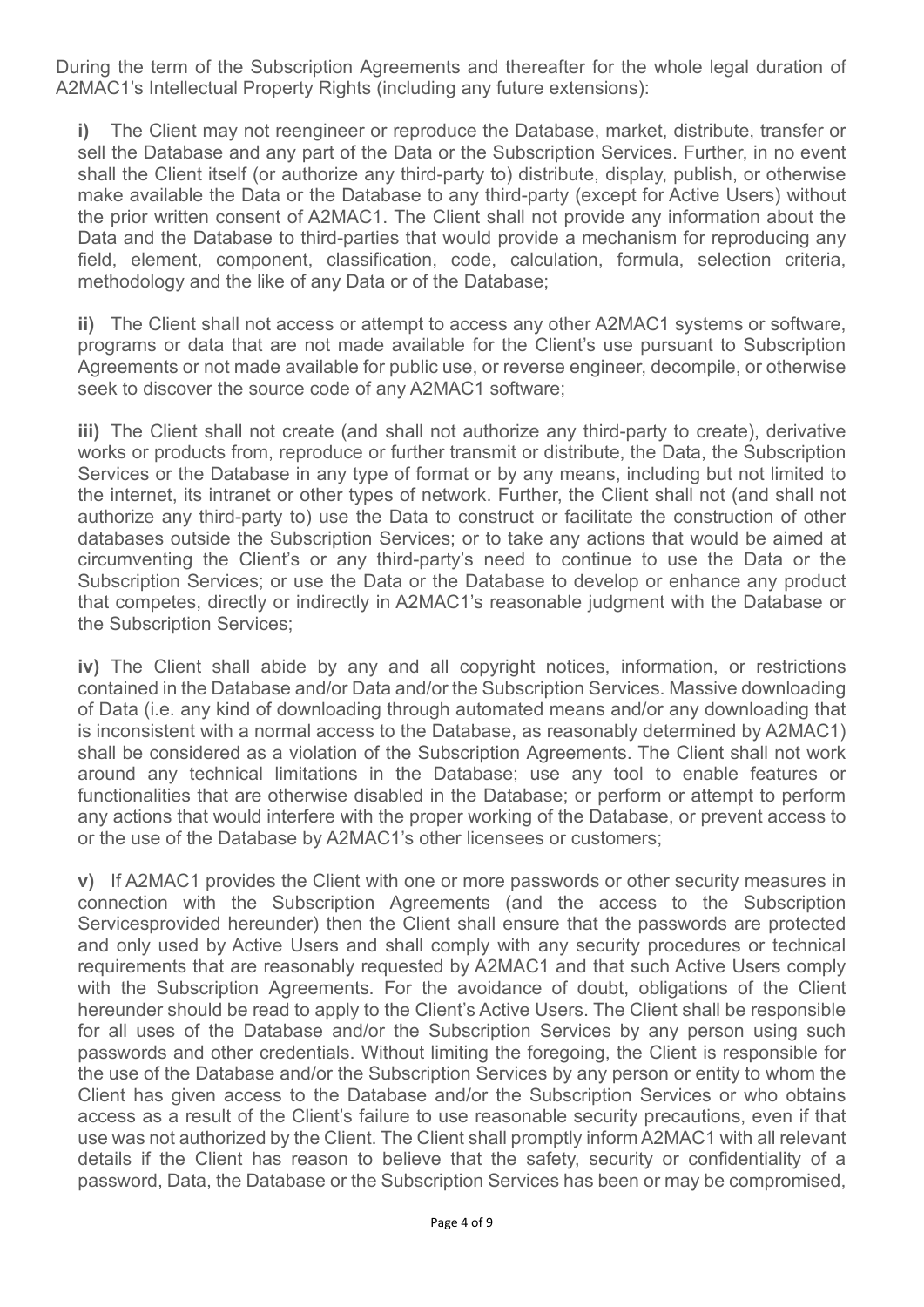During the term of the Subscription Agreements and thereafter for the whole legal duration of A2MAC1's Intellectual Property Rights (including any future extensions):

**i)** The Client may not reengineer or reproduce the Database, market, distribute, transfer or sell the Database and any part of the Data or the Subscription Services. Further, in no event shall the Client itself (or authorize any third-party to) distribute, display, publish, or otherwise make available the Data or the Database to any third-party (except for Active Users) without the prior written consent of A2MAC1. The Client shall not provide any information about the Data and the Database to third-parties that would provide a mechanism for reproducing any field, element, component, classification, code, calculation, formula, selection criteria, methodology and the like of any Data or of the Database;

**ii)** The Client shall not access or attempt to access any other A2MAC1 systems or software, programs or data that are not made available for the Client's use pursuant to Subscription Agreements or not made available for public use, or reverse engineer, decompile, or otherwise seek to discover the source code of any A2MAC1 software;

**iii)** The Client shall not create (and shall not authorize any third-party to create), derivative works or products from, reproduce or further transmit or distribute, the Data, the Subscription Services or the Database in any type of format or by any means, including but not limited to the internet, its intranet or other types of network. Further, the Client shall not (and shall not authorize any third-party to) use the Data to construct or facilitate the construction of other databases outside the Subscription Services; or to take any actions that would be aimed at circumventing the Client's or any third-party's need to continue to use the Data or the Subscription Services; or use the Data or the Database to develop or enhance any product that competes, directly or indirectly in A2MAC1's reasonable judgment with the Database or the Subscription Services;

**iv)** The Client shall abide by any and all copyright notices, information, or restrictions contained in the Database and/or Data and/or the Subscription Services. Massive downloading of Data (i.e. any kind of downloading through automated means and/or any downloading that is inconsistent with a normal access to the Database, as reasonably determined by A2MAC1) shall be considered as a violation of the Subscription Agreements. The Client shall not work around any technical limitations in the Database; use any tool to enable features or functionalities that are otherwise disabled in the Database; or perform or attempt to perform any actions that would interfere with the proper working of the Database, or prevent access to or the use of the Database by A2MAC1's other licensees or customers;

**v)** If A2MAC1 provides the Client with one or more passwords or other security measures in connection with the Subscription Agreements (and the access to the Subscription Servicesprovided hereunder) then the Client shall ensure that the passwords are protected and only used by Active Users and shall comply with any security procedures or technical requirements that are reasonably requested by A2MAC1 and that such Active Users comply with the Subscription Agreements. For the avoidance of doubt, obligations of the Client hereunder should be read to apply to the Client's Active Users. The Client shall be responsible for all uses of the Database and/or the Subscription Services by any person using such passwords and other credentials. Without limiting the foregoing, the Client is responsible for the use of the Database and/or the Subscription Services by any person or entity to whom the Client has given access to the Database and/or the Subscription Services or who obtains access as a result of the Client's failure to use reasonable security precautions, even if that use was not authorized by the Client. The Client shall promptly inform A2MAC1 with all relevant details if the Client has reason to believe that the safety, security or confidentiality of a password, Data, the Database or the Subscription Services has been or may be compromised,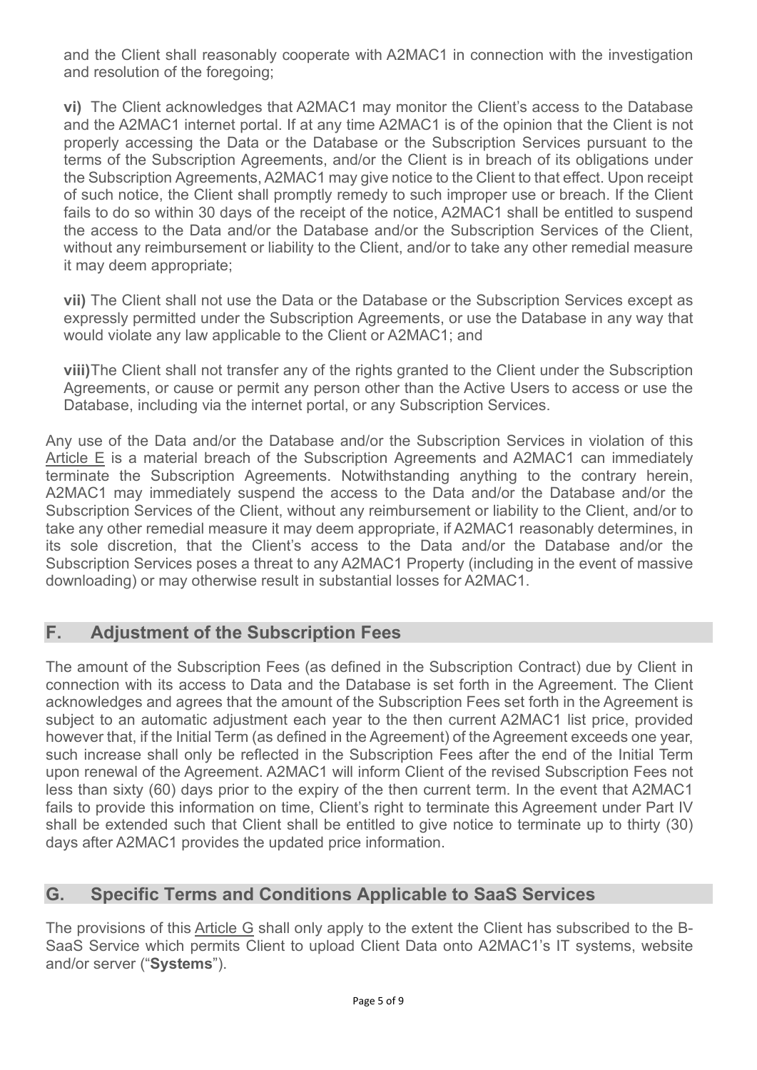and the Client shall reasonably cooperate with A2MAC1 in connection with the investigation and resolution of the foregoing;

**vi)** The Client acknowledges that A2MAC1 may monitor the Client's access to the Database and the A2MAC1 internet portal. If at any time A2MAC1 is of the opinion that the Client is not properly accessing the Data or the Database or the Subscription Services pursuant to the terms of the Subscription Agreements, and/or the Client is in breach of its obligations under the Subscription Agreements, A2MAC1 may give notice to the Client to that effect. Upon receipt of such notice, the Client shall promptly remedy to such improper use or breach. If the Client fails to do so within 30 days of the receipt of the notice, A2MAC1 shall be entitled to suspend the access to the Data and/or the Database and/or the Subscription Services of the Client, without any reimbursement or liability to the Client, and/or to take any other remedial measure it may deem appropriate;

**vii)** The Client shall not use the Data or the Database or the Subscription Services except as expressly permitted under the Subscription Agreements, or use the Database in any way that would violate any law applicable to the Client or A2MAC1; and

**viii)** The Client shall not transfer any of the rights granted to the Client under the Subscription Agreements, or cause or permit any person other than the Active Users to access or use the Database, including via the internet portal, or any Subscription Services.

Any use of the Data and/or the Database and/or the Subscription Services in violation of this Article E is a material breach of the Subscription Agreements and A2MAC1 can immediately terminate the Subscription Agreements. Notwithstanding anything to the contrary herein, A2MAC1 may immediately suspend the access to the Data and/or the Database and/or the Subscription Services of the Client, without any reimbursement or liability to the Client, and/or to take any other remedial measure it may deem appropriate, if A2MAC1 reasonably determines, in its sole discretion, that the Client's access to the Data and/or the Database and/or the Subscription Services poses a threat to any A2MAC1 Property (including in the event of massive downloading) or may otherwise result in substantial losses for A2MAC1.

## F. Adjustment of the Subscription Fees

The amount of the Subscription Fees (as defined in the Subscription Contract) due by Client in connection with its access to Data and the Database is set forth in the Agreement. The Client acknowledges and agrees that the amount of the Subscription Fees set forth in the Agreement is subject to an automatic adjustment each year to the then current A2MAC1 list price, provided however that, if the Initial Term (as defined in the Agreement) of the Agreement exceeds one year, such increase shall only be reflected in the Subscription Fees after the end of the Initial Term upon renewal of the Agreement. A2MAC1 will inform Client of the revised Subscription Fees not less than sixty (60) days prior to the expiry of the then current term. In the event that A2MAC1 fails to provide this information on time, Client's right to terminate this Agreement under Part IV shall be extended such that Client shall be entitled to give notice to terminate up to thirty (30) days after A2MAC1 provides the updated price information.

## G. Specific Terms and Conditions Applicable to SaaS Services

The provisions of this Article G shall only apply to the extent the Client has subscribed to the B-SaaS Service which permits Client to upload Client Data onto A2MAC1's IT systems, website and/or server ("**Systems**").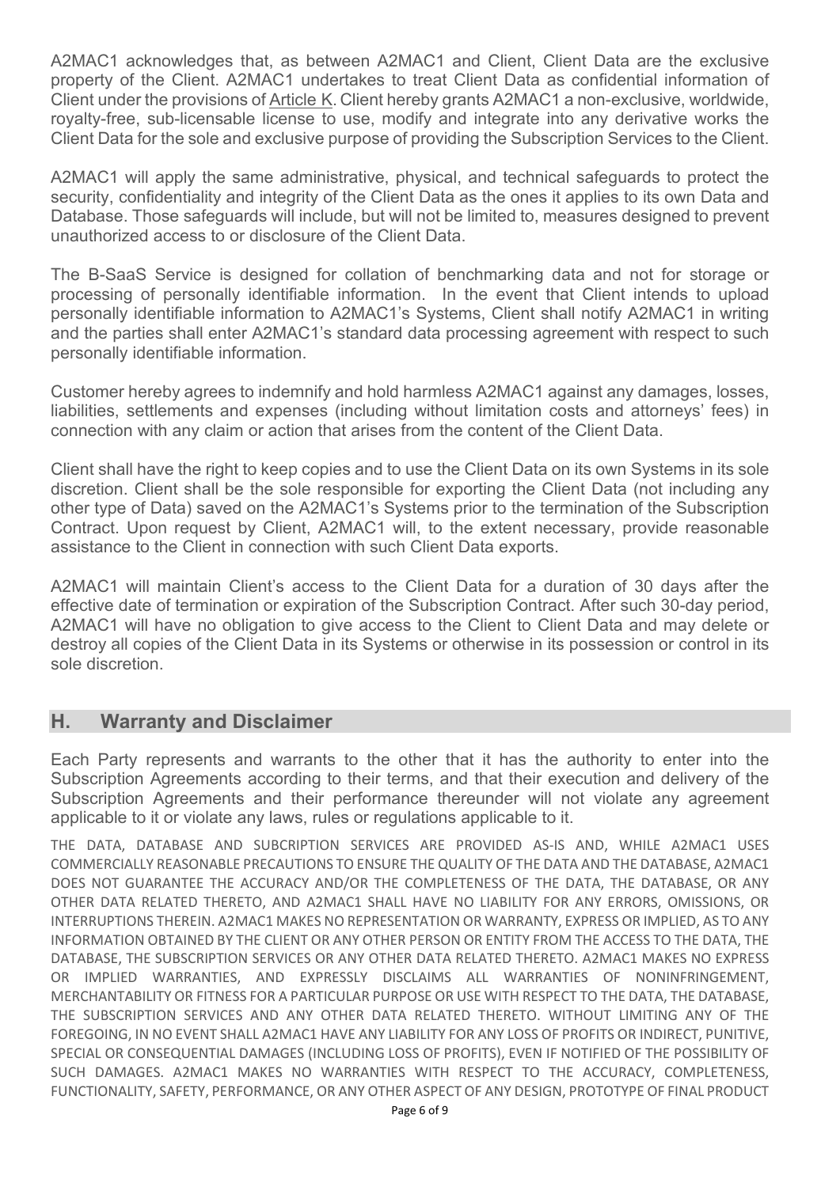A2MAC1 acknowledges that, as between A2MAC1 and Client, Client Data are the exclusive property of the Client. A2MAC1 undertakes to treat Client Data as confidential information of Client under the provisions of Article K. Client hereby grants A2MAC1 a non-exclusive, worldwide, royalty-free, sub-licensable license to use, modify and integrate into any derivative works the Client Data for the sole and exclusive purpose of providing the Subscription Services to the Client.

A2MAC1 will apply the same administrative, physical, and technical safeguards to protect the security, confidentiality and integrity of the Client Data as the ones it applies to its own Data and Database. Those safeguards will include, but will not be limited to, measures designed to prevent unauthorized access to or disclosure of the Client Data.

The B-SaaS Service is designed for collation of benchmarking data and not for storage or processing of personally identifiable information. In the event that Client intends to upload personally identifiable information to A2MAC1's Systems, Client shall notify A2MAC1 in writing and the parties shall enter A2MAC1's standard data processing agreement with respect to such personally identifiable information.

Customer hereby agrees to indemnify and hold harmless A2MAC1 against any damages, losses, liabilities, settlements and expenses (including without limitation costs and attorneys' fees) in connection with any claim or action that arises from the content of the Client Data.

Client shall have the right to keep copies and to use the Client Data on its own Systems in its sole discretion. Client shall be the sole responsible for exporting the Client Data (not including any other type of Data) saved on the A2MAC1's Systems prior to the termination of the Subscription Contract. Upon request by Client, A2MAC1 will, to the extent necessary, provide reasonable assistance to the Client in connection with such Client Data exports.

A2MAC1 will maintain Client's access to the Client Data for a duration of 30 days after the effective date of termination or expiration of the Subscription Contract. After such 30-day period, A2MAC1 will have no obligation to give access to the Client to Client Data and may delete or destroy all copies of the Client Data in its Systems or otherwise in its possession or control in its sole discretion.

## H. Warranty and Disclaimer

Each Party represents and warrants to the other that it has the authority to enter into the Subscription Agreements according to their terms, and that their execution and delivery of the Subscription Agreements and their performance thereunder will not violate any agreement applicable to it or violate any laws, rules or regulations applicable to it.

THE DATA, DATABASE AND SUBCRIPTION SERVICES ARE PROVIDED AS-IS AND, WHILE A2MAC1 USES COMMERCIALLY REASONABLE PRECAUTIONS TO ENSURE THE QUALITY OF THE DATA AND THE DATABASE, A2MAC1 DOES NOT GUARANTEE THE ACCURACY AND/OR THE COMPLETENESS OF THE DATA, THE DATABASE, OR ANY OTHER DATA RELATED THERETO, AND A2MAC1 SHALL HAVE NO LIABILITY FOR ANY ERRORS, OMISSIONS, OR INTERRUPTIONS THEREIN. A2MAC1 MAKES NO REPRESENTATION OR WARRANTY, EXPRESS OR IMPLIED, AS TO ANY INFORMATION OBTAINED BY THE CLIENT OR ANY OTHER PERSON OR ENTITY FROM THE ACCESS TO THE DATA, THE DATABASE, THE SUBSCRIPTION SERVICES OR ANY OTHER DATA RELATED THERETO. A2MAC1 MAKES NO EXPRESS OR IMPLIED WARRANTIES, AND EXPRESSLY DISCLAIMS ALL WARRANTIES OF NONINFRINGEMENT, MERCHANTABILITY OR FITNESS FOR A PARTICULAR PURPOSE OR USE WITH RESPECT TO THE DATA, THE DATABASE, THE SUBSCRIPTION SERVICES AND ANY OTHER DATA RELATED THERETO. WITHOUT LIMITING ANY OF THE FOREGOING, IN NO EVENT SHALL A2MAC1 HAVE ANY LIABILITY FOR ANY LOSS OF PROFITS OR INDIRECT, PUNITIVE, SPECIAL OR CONSEQUENTIAL DAMAGES (INCLUDING LOSS OF PROFITS), EVEN IF NOTIFIED OF THE POSSIBILITY OF SUCH DAMAGES. A2MAC1 MAKES NO WARRANTIES WITH RESPECT TO THE ACCURACY, COMPLETENESS, FUNCTIONALITY, SAFETY, PERFORMANCE, OR ANY OTHER ASPECT OF ANY DESIGN, PROTOTYPE OF FINAL PRODUCT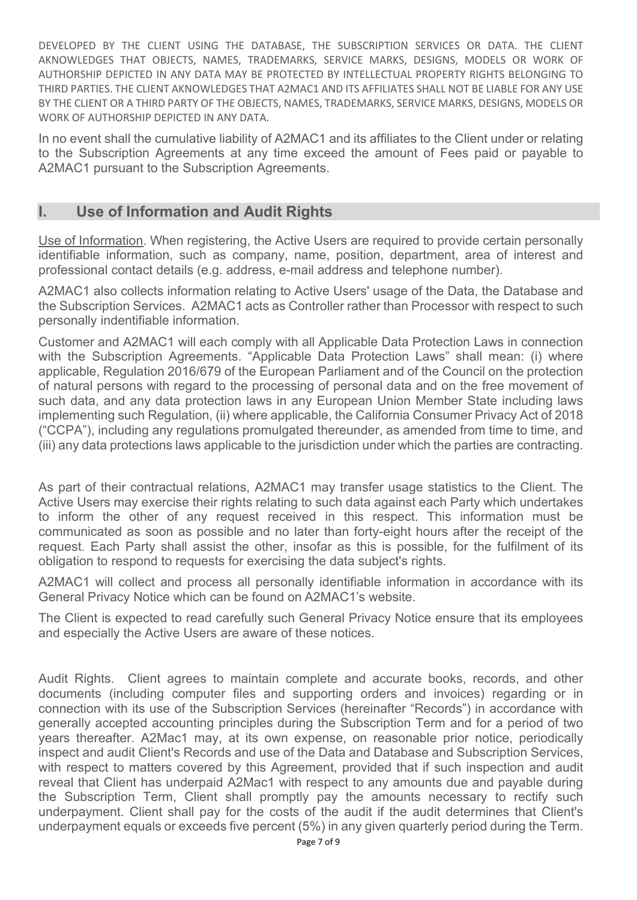DEVELOPED BY THE CLIENT USING THE DATABASE, THE SUBSCRIPTION SERVICES OR DATA. THE CLIENT AKNOWLEDGES THAT OBJECTS, NAMES, TRADEMARKS, SERVICE MARKS, DESIGNS, MODELS OR WORK OF AUTHORSHIP DEPICTED IN ANY DATA MAY BE PROTECTED BY INTELLECTUAL PROPERTY RIGHTS BELONGING TO THIRD PARTIES. THE CLIENT AKNOWLEDGES THAT A2MAC1 AND ITS AFFILIATES SHALL NOT BE LIABLE FOR ANY USE BY THE CLIENT OR A THIRD PARTY OF THE OBJECTS, NAMES, TRADEMARKS, SERVICE MARKS, DESIGNS, MODELS OR WORK OF AUTHORSHIP DEPICTED IN ANY DATA.

In no event shall the cumulative liability of A2MAC1 and its affiliates to the Client under or relating to the Subscription Agreements at any time exceed the amount of Fees paid or payable to A2MAC1 pursuant to the Subscription Agreements.

## I. Use of Information and Audit Rights

Use of Information. When registering, the Active Users are required to provide certain personally identifiable information, such as company, name, position, department, area of interest and professional contact details (e.g. address, e-mail address and telephone number).

A2MAC1 also collects information relating to Active Users' usage of the Data, the Database and the Subscription Services. A2MAC1 acts as Controller rather than Processor with respect to such personally indentifiable information.

Customer and A2MAC1 will each comply with all Applicable Data Protection Laws in connection with the Subscription Agreements. "Applicable Data Protection Laws" shall mean: (i) where applicable, Regulation 2016/679 of the European Parliament and of the Council on the protection of natural persons with regard to the processing of personal data and on the free movement of such data, and any data protection laws in any European Union Member State including laws implementing such Regulation, (ii) where applicable, the California Consumer Privacy Act of 2018 ("CCPA"), including any regulations promulgated thereunder, as amended from time to time, and (iii) any data protections laws applicable to the jurisdiction under which the parties are contracting.

As part of their contractual relations, A2MAC1 may transfer usage statistics to the Client. The Active Users may exercise their rights relating to such data against each Party which undertakes to inform the other of any request received in this respect. This information must be communicated as soon as possible and no later than forty-eight hours after the receipt of the request. Each Party shall assist the other, insofar as this is possible, for the fulfilment of its obligation to respond to requests for exercising the data subject's rights.

A2MAC1 will collect and process all personally identifiable information in accordance with its General Privacy Notice which can be found on A2MAC1's website.

The Client is expected to read carefully such General Privacy Notice ensure that its employees and especially the Active Users are aware of these notices.

Audit Rights. Client agrees to maintain complete and accurate books, records, and other documents (including computer files and supporting orders and invoices) regarding or in connection with its use of the Subscription Services (hereinafter "Records") in accordance with generally accepted accounting principles during the Subscription Term and for a period of two years thereafter. A2Mac1 may, at its own expense, on reasonable prior notice, periodically inspect and audit Client's Records and use of the Data and Database and Subscription Services, with respect to matters covered by this Agreement, provided that if such inspection and audit reveal that Client has underpaid A2Mac1 with respect to any amounts due and payable during the Subscription Term, Client shall promptly pay the amounts necessary to rectify such underpayment. Client shall pay for the costs of the audit if the audit determines that Client's underpayment equals or exceeds five percent (5%) in any given quarterly period during the Term.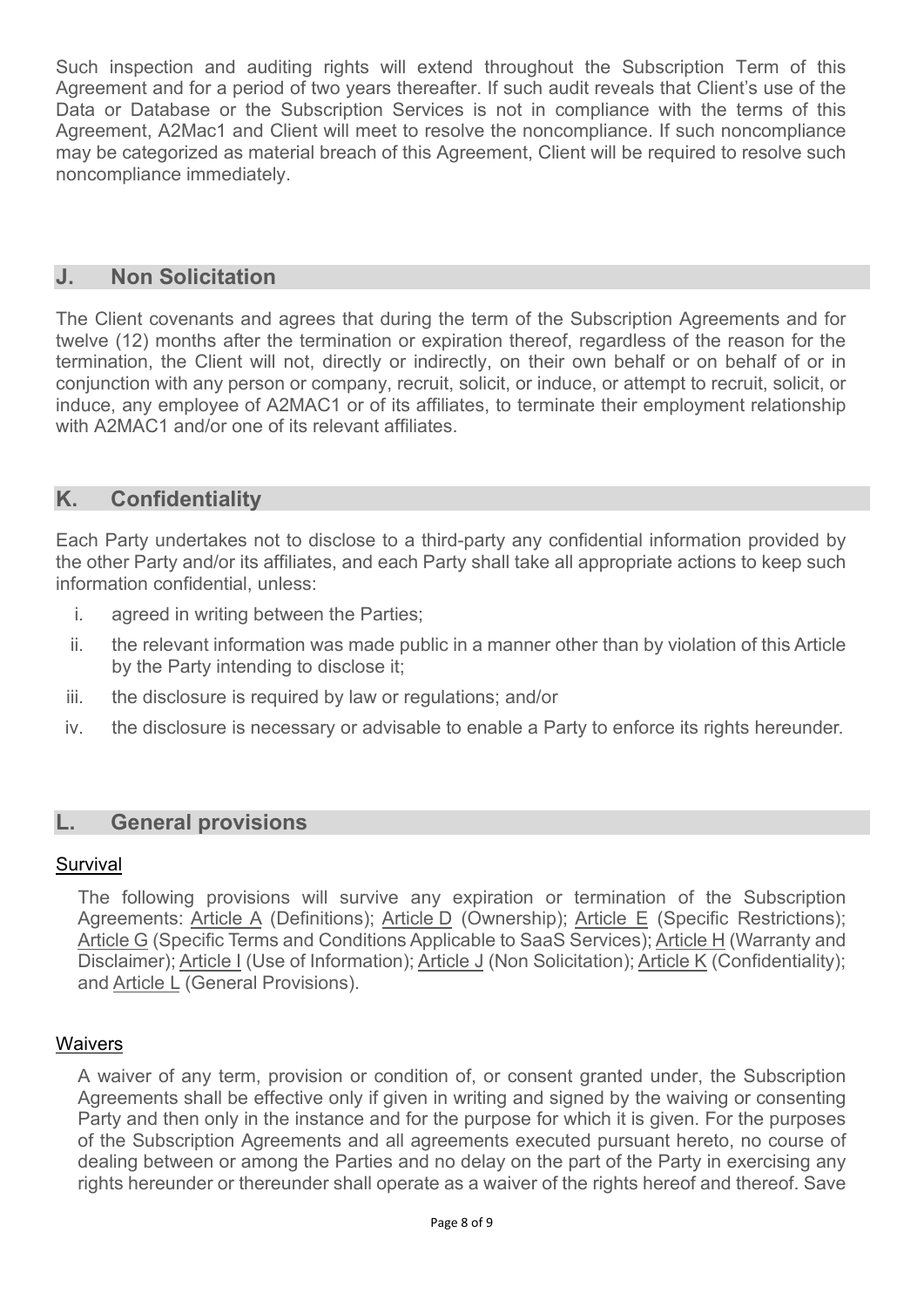Such inspection and auditing rights will extend throughout the Subscription Term of this Agreement and for a period of two years thereafter. If such audit reveals that Client's use of the Data or Database or the Subscription Services is not in compliance with the terms of this Agreement, A2Mac1 and Client will meet to resolve the noncompliance. If such noncompliance may be categorized as material breach of this Agreement, Client will be required to resolve such noncompliance immediately.

## J. Non Solicitation

The Client covenants and agrees that during the term of the Subscription Agreements and for twelve (12) months after the termination or expiration thereof, regardless of the reason for the termination, the Client will not, directly or indirectly, on their own behalf or on behalf of or in conjunction with any person or company, recruit, solicit, or induce, or attempt to recruit, solicit, or induce, any employee of A2MAC1 or of its affiliates, to terminate their employment relationship with A2MAC1 and/or one of its relevant affiliates.

## K. Confidentiality

Each Party undertakes not to disclose to a third-party any confidential information provided by the other Party and/or its affiliates, and each Party shall take all appropriate actions to keep such information confidential, unless:

i. agreed in writing between the Parties;

ii. the relevant information was made public in a manner other than by violation of this Article by the Party intending to disclose it;

iii. the disclosure is required by law or regulations; and/or

iv. the disclosure is necessary or advisable to enable a Party to enforce its rights hereunder.

## L. General provisions

### Survival

The following provisions will survive any expiration or termination of the Subscription Agreements: Article A (Definitions); Article D (Ownership); Article E (Specific Restrictions); Article G (Specific Terms and Conditions Applicable to SaaS Services); Article H (Warranty and Disclaimer); Article I (Use of Information); Article J (Non Solicitation); Article K (Confidentiality); and Article L (General Provisions).

### Waivers

A waiver of any term, provision or condition of, or consent granted under, the Subscription Agreements shall be effective only if given in writing and signed by the waiving or consenting Party and then only in the instance and for the purpose for which it is given. For the purposes of the Subscription Agreements and all agreements executed pursuant hereto, no course of dealing between or among the Parties and no delay on the part of the Party in exercising any rights hereunder or thereunder shall operate as a waiver of the rights hereof and thereof. Save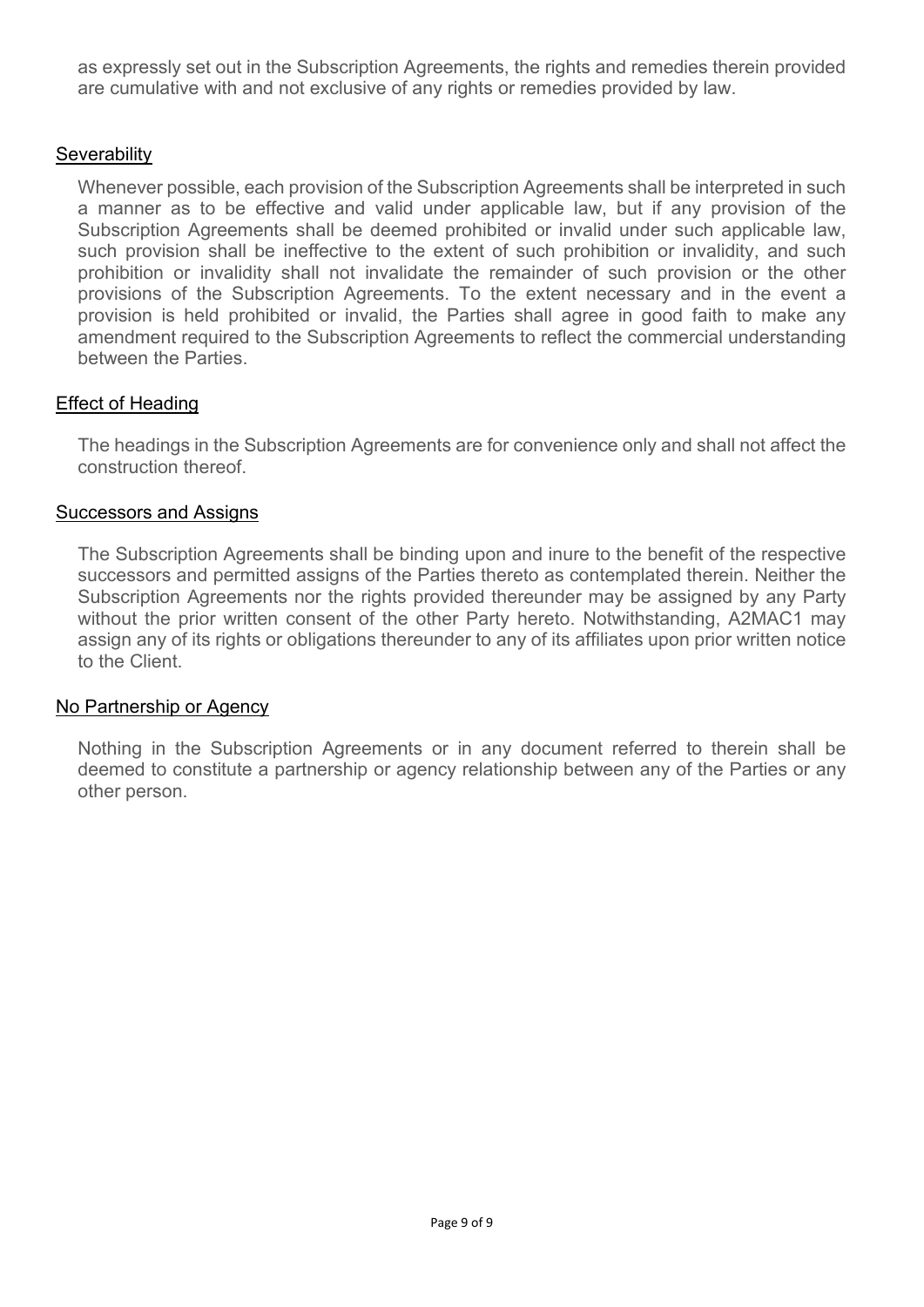as expressly set out in the Subscription Agreements, the rights and remedies therein provided are cumulative with and not exclusive of any rights or remedies provided by law.

### Severability

Whenever possible, each provision of the Subscription Agreements shall be interpreted in such a manner as to be effective and valid under applicable law, but if any provision of the Subscription Agreements shall be deemed prohibited or invalid under such applicable law, such provision shall be ineffective to the extent of such prohibition or invalidity, and such prohibition or invalidity shall not invalidate the remainder of such provision or the other provisions of the Subscription Agreements. To the extent necessary and in the event a provision is held prohibited or invalid, the Parties shall agree in good faith to make any amendment required to the Subscription Agreements to reflect the commercial understanding between the Parties.

### Effect of Heading

The headings in the Subscription Agreements are for convenience only and shall not affect the construction thereof.

### Successors and Assigns

The Subscription Agreements shall be binding upon and inure to the benefit of the respective successors and permitted assigns of the Parties thereto as contemplated therein. Neither the Subscription Agreements nor the rights provided thereunder may be assigned by any Party without the prior written consent of the other Party hereto. Notwithstanding, A2MAC1 may assign any of its rights or obligations thereunder to any of its affiliates upon prior written notice to the Client.

### No Partnership or Agency

Nothing in the Subscription Agreements or in any document referred to therein shall be deemed to constitute a partnership or agency relationship between any of the Parties or any other person.